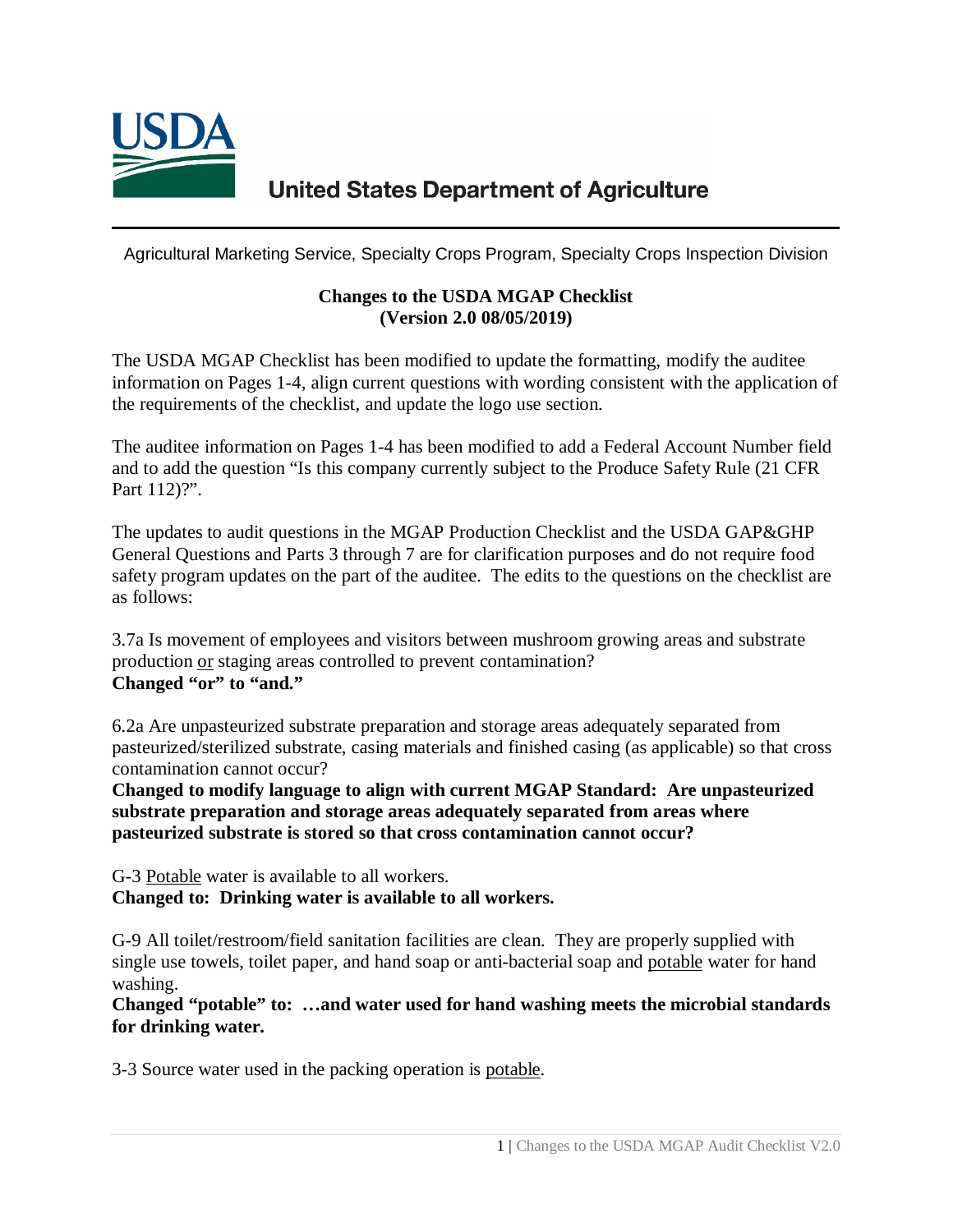United States Department of Agriculture

Agricultural Marketing Service, Specialty Crops Program, Specialty Crops Inspection Division

**Changes to the USDA MGAP Checklist**
**(Version 2.0 08/05/2019)**

The USDA MGAP Checklist has been modified to update the formatting, modify the auditee information on Pages 1-4, align current questions with wording consistent with the application of the requirements of the checklist, and update the logo use section.

The auditee information on Pages 1-4 has been modified to add a Federal Account Number field and to add the question "Is this company currently subject to the Produce Safety Rule (21 CFR Part 112)?".

The updates to audit questions in the MGAP Production Checklist and the USDA GAP&GHP General Questions and Parts 3 through 7 are for clarification purposes and do not require food safety program updates on the part of the auditee. The edits to the questions on the checklist are as follows:

3.7a Is movement of employees and visitors between mushroom growing areas and substrate production <u>or</u> staging areas controlled to prevent contamination?
**Changed "or" to "and."**

6.2a Are unpasteurized substrate preparation and storage areas adequately separated from pasteurized/sterilized substrate, casing materials and finished casing (as applicable) so that cross contamination cannot occur?
**Changed to modify language to align with current MGAP Standard: Are unpasteurized substrate preparation and storage areas adequately separated from areas where pasteurized substrate is stored so that cross contamination cannot occur?**

G-3 <u>Potable</u> water is available to all workers.
**Changed to: Drinking water is available to all workers.**

G-9 All toilet/restroom/field sanitation facilities are clean. They are properly supplied with single use towels, toilet paper, and hand soap or anti-bacterial soap and <u>potable</u> water for hand washing.
**Changed "potable" to: …and water used for hand washing meets the microbial standards for drinking water.**

3-3 Source water used in the packing operation is <u>potable</u>.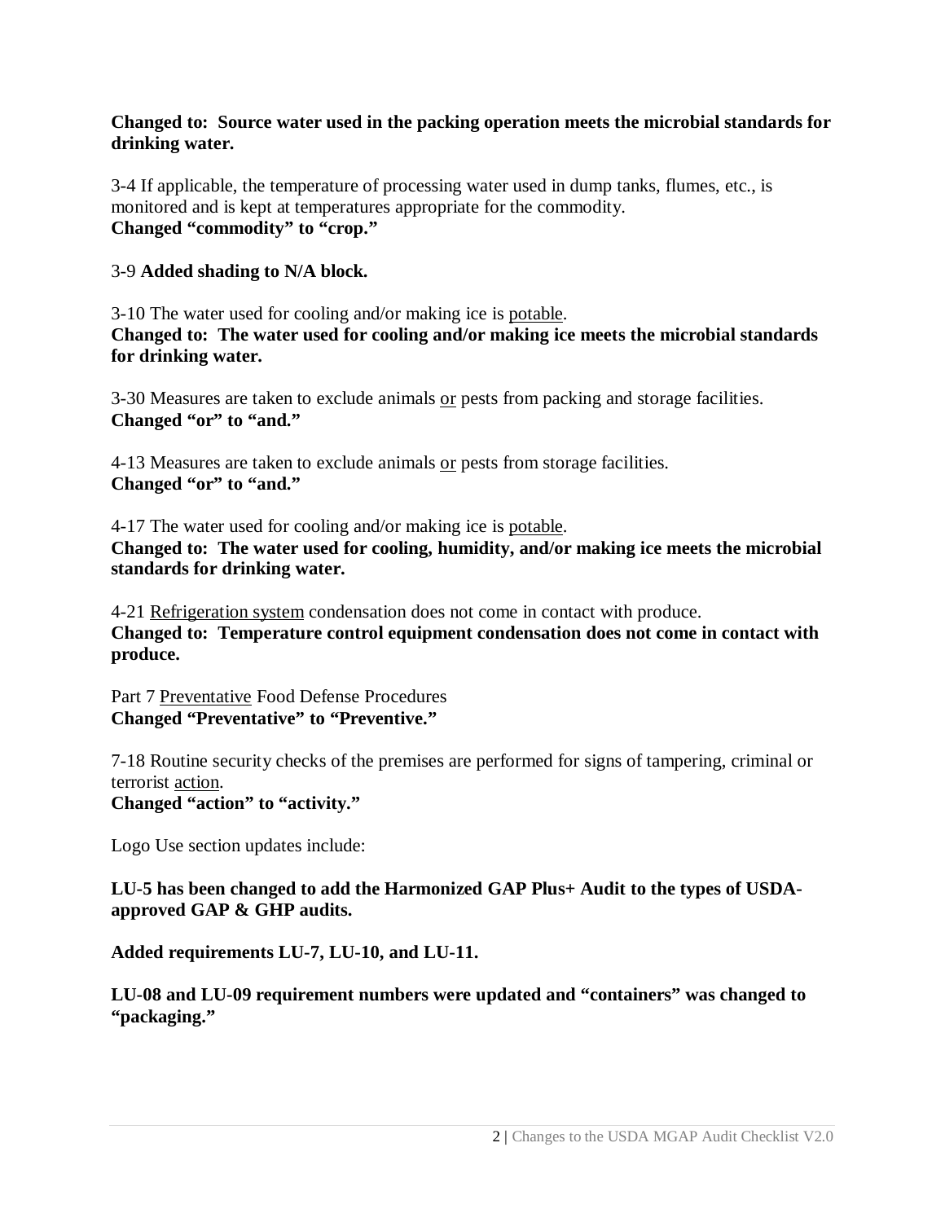**Changed to: Source water used in the packing operation meets the microbial standards for drinking water.**

3-4 If applicable, the temperature of processing water used in dump tanks, flumes, etc., is monitored and is kept at temperatures appropriate for the commodity.
**Changed "commodity" to "crop."**

3-9 **Added shading to N/A block.**

3-10 The water used for cooling and/or making ice is <u>potable</u>.
**Changed to: The water used for cooling and/or making ice meets the microbial standards for drinking water.**

3-30 Measures are taken to exclude animals <u>or</u> pests from packing and storage facilities.
**Changed "or" to "and."**

4-13 Measures are taken to exclude animals <u>or</u> pests from storage facilities.
**Changed "or" to "and."**

4-17 The water used for cooling and/or making ice is <u>potable</u>.
**Changed to: The water used for cooling, humidity, and/or making ice meets the microbial standards for drinking water.**

4-21 <u>Refrigeration system</u> condensation does not come in contact with produce.
**Changed to: Temperature control equipment condensation does not come in contact with produce.**

Part 7 <u>Preventative</u> Food Defense Procedures
**Changed "Preventative" to "Preventive."**

7-18 Routine security checks of the premises are performed for signs of tampering, criminal or terrorist <u>action</u>.
**Changed "action" to "activity."**

Logo Use section updates include:

**LU-5 has been changed to add the Harmonized GAP Plus+ Audit to the types of USDA-approved GAP & GHP audits.**

**Added requirements LU-7, LU-10, and LU-11.**

**LU-08 and LU-09 requirement numbers were updated and "containers" was changed to "packaging."**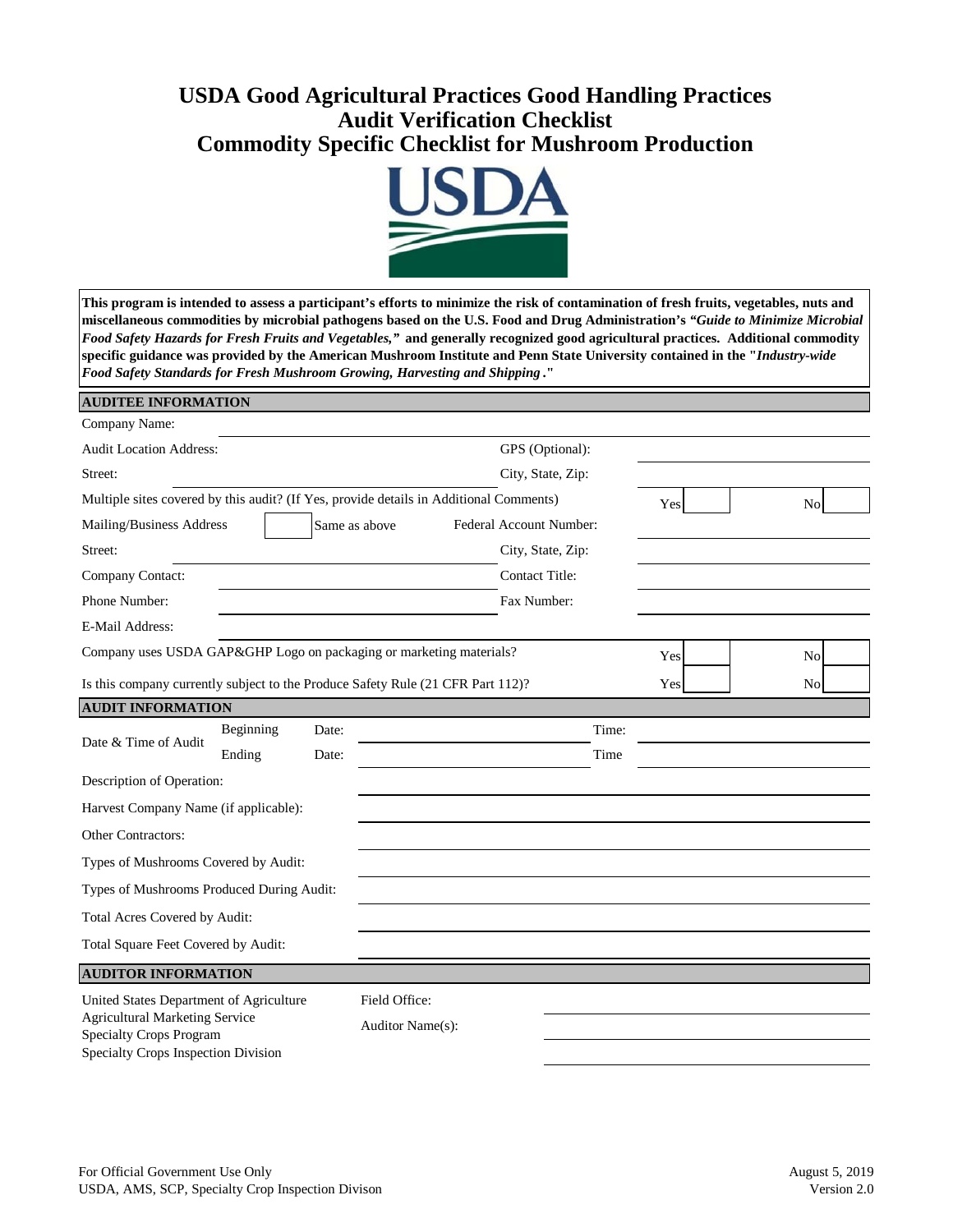# USDA Good Agricultural Practices Good Handling Practices Audit Verification Checklist
# Commodity Specific Checklist for Mushroom Production

**This program is intended to assess a participant's efforts to minimize the risk of contamination of fresh fruits, vegetables, nuts and miscellaneous commodities by microbial pathogens based on the U.S. Food and Drug Administration's *"Guide to Minimize Microbial Food Safety Hazards for Fresh Fruits and Vegetables,"* and generally recognized good agricultural practices. Additional commodity specific guidance was provided by the American Mushroom Institute and Penn State University contained in the "*Industry-wide Food Safety Standards for Fresh Mushroom Growing, Harvesting and Shipping*."**

## AUDITEE INFORMATION

| | | | |
|---|---|---|---|
| Company Name: | | | |
| Audit Location Address: | | GPS (Optional): | |
| Street: | | City, State, Zip: | |
| Multiple sites covered by this audit? (If Yes, provide details in Additional Comments) | | Yes | No |
| Mailing/Business Address | Same as above | Federal Account Number: | |
| Street: | | City, State, Zip: | |
| Company Contact: | | Contact Title: | |
| Phone Number: | | Fax Number: | |
| E-Mail Address: | | | |
| Company uses USDA GAP&GHP Logo on packaging or marketing materials? | | Yes | No |
| Is this company currently subject to the Produce Safety Rule (21 CFR Part 112)? | | Yes | No |

## AUDIT INFORMATION

| | | | | |
|---|---|---|---|---|
| Date & Time of Audit | Beginning | Date: | | Time: |
| | Ending | Date: | | Time |
| Description of Operation: | | | | |
| Harvest Company Name (if applicable): | | | | |
| Other Contractors: | | | | |
| Types of Mushrooms Covered by Audit: | | | | |
| Types of Mushrooms Produced During Audit: | | | | |
| Total Acres Covered by Audit: | | | | |
| Total Square Feet Covered by Audit: | | | | |

## AUDITOR INFORMATION

United States Department of Agriculture
Agricultural Marketing Service
Specialty Crops Program
Specialty Crops Inspection Division

Field Office:

Auditor Name(s):

For Official Government Use Only
USDA, AMS, SCP, Specialty Crop Inspection Divison

August 5, 2019
Version 2.0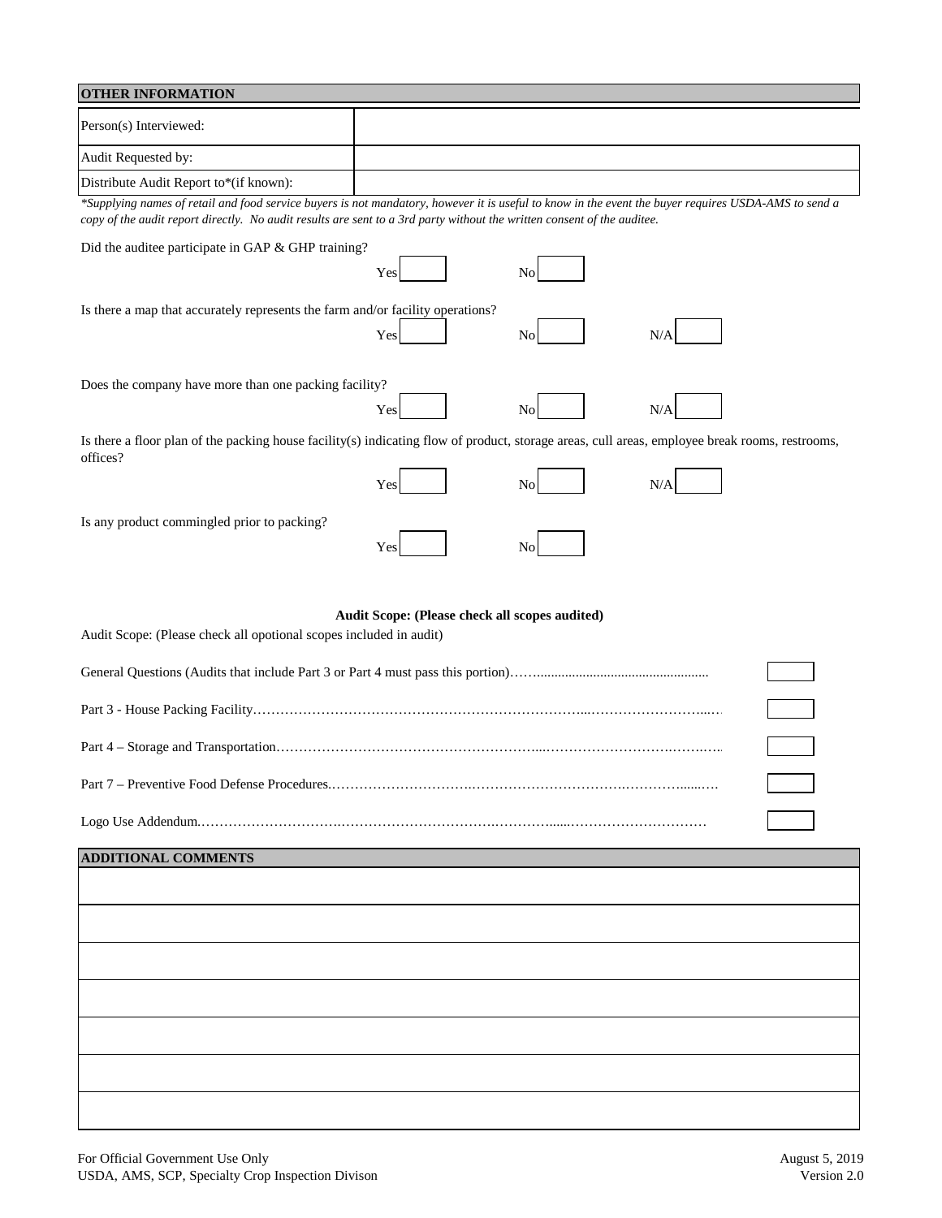## OTHER INFORMATION

| | |
|---|---|
| Person(s) Interviewed: | |
| Audit Requested by: | |
| Distribute Audit Report to*(if known): | |

*\*Supplying names of retail and food service buyers is not mandatory, however it is useful to know in the event the buyer requires USDA-AMS to send a copy of the audit report directly. No audit results are sent to a 3rd party without the written consent of the auditee.*

Did the auditee participate in GAP & GHP training?

Yes ☐ No ☐

Is there a map that accurately represents the farm and/or facility operations?

Yes ☐ No ☐ N/A ☐

Does the company have more than one packing facility?

Yes ☐ No ☐ N/A ☐

Is there a floor plan of the packing house facility(s) indicating flow of product, storage areas, cull areas, employee break rooms, restrooms, offices?

Yes ☐ No ☐ N/A ☐

Is any product commingled prior to packing?

Yes ☐ No ☐

**Audit Scope: (Please check all scopes audited)**

Audit Scope: (Please check all opotional scopes included in audit)

General Questions (Audits that include Part 3 or Part 4 must pass this portion)……................................................ ☐

Part 3 - House Packing Facility………………………………………………………………...………………………...… ☐

Part 4 – Storage and Transportation……………………………………………………...…………………………….……. ☐

Part 7 – Preventive Food Defense Procedures.………………………….……………………………….………….......…. ☐

Logo Use Addendum.………………………….……………………………….…………......………………………… ☐

## ADDITIONAL COMMENTS

| |
|---|
| |
| |
| |
| |
| |
| |
| |

For Official Government Use Only
USDA, AMS, SCP, Specialty Crop Inspection Divison

August 5, 2019
Version 2.0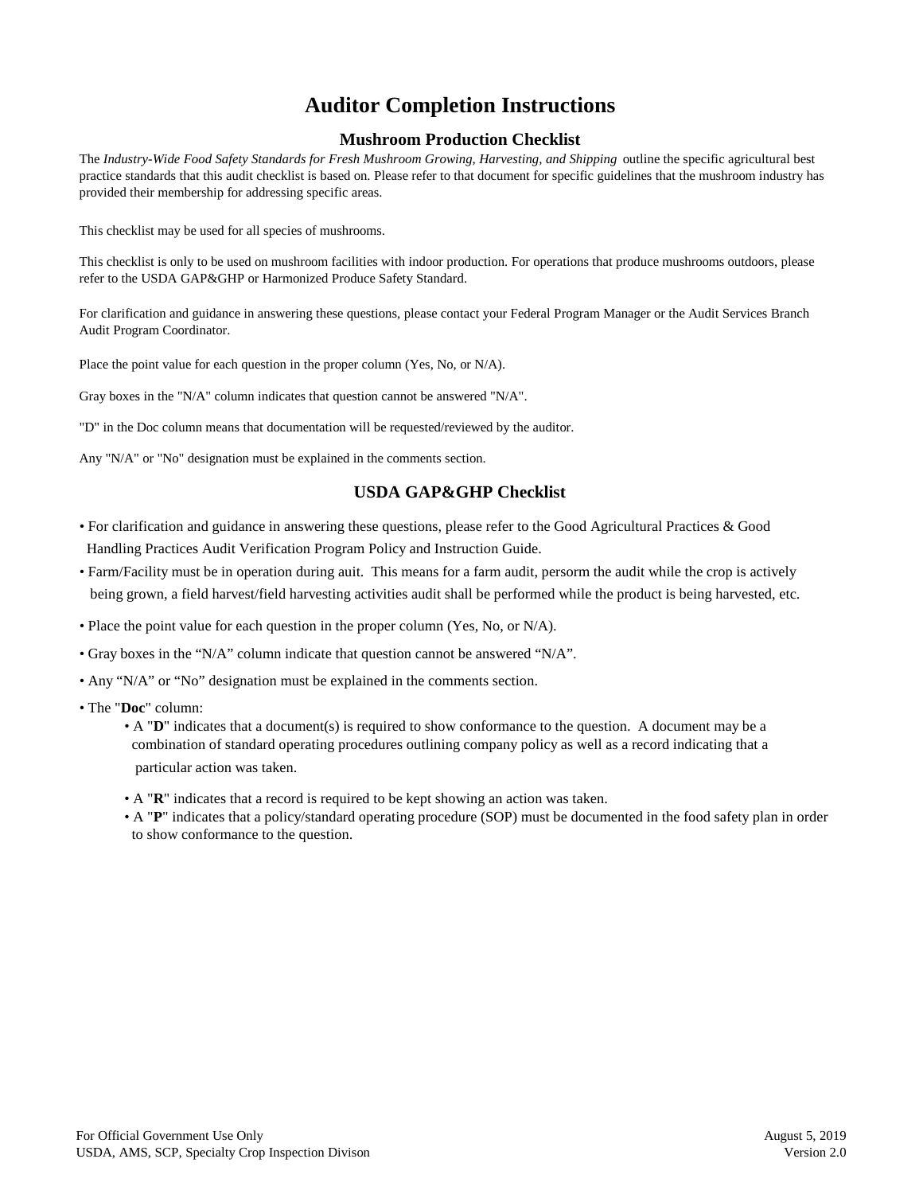# Auditor Completion Instructions

## Mushroom Production Checklist

The *Industry-Wide Food Safety Standards for Fresh Mushroom Growing, Harvesting, and Shipping* outline the specific agricultural best practice standards that this audit checklist is based on. Please refer to that document for specific guidelines that the mushroom industry has provided their membership for addressing specific areas.

This checklist may be used for all species of mushrooms.

This checklist is only to be used on mushroom facilities with indoor production. For operations that produce mushrooms outdoors, please refer to the USDA GAP&GHP or Harmonized Produce Safety Standard.

For clarification and guidance in answering these questions, please contact your Federal Program Manager or the Audit Services Branch Audit Program Coordinator.

Place the point value for each question in the proper column (Yes, No, or N/A).

Gray boxes in the "N/A" column indicates that question cannot be answered "N/A".

"D" in the Doc column means that documentation will be requested/reviewed by the auditor.

Any "N/A" or "No" designation must be explained in the comments section.

## USDA GAP&GHP Checklist

- For clarification and guidance in answering these questions, please refer to the Good Agricultural Practices & Good Handling Practices Audit Verification Program Policy and Instruction Guide.
- Farm/Facility must be in operation during auit. This means for a farm audit, persorm the audit while the crop is actively being grown, a field harvest/field harvesting activities audit shall be performed while the product is being harvested, etc.
- Place the point value for each question in the proper column (Yes, No, or N/A).
- Gray boxes in the "N/A" column indicate that question cannot be answered "N/A".
- Any "N/A" or "No" designation must be explained in the comments section.
- The "**Doc**" column:
  - A "**D**" indicates that a document(s) is required to show conformance to the question. A document may be a combination of standard operating procedures outlining company policy as well as a record indicating that a particular action was taken.
  - A "**R**" indicates that a record is required to be kept showing an action was taken.
  - A "**P**" indicates that a policy/standard operating procedure (SOP) must be documented in the food safety plan in order to show conformance to the question.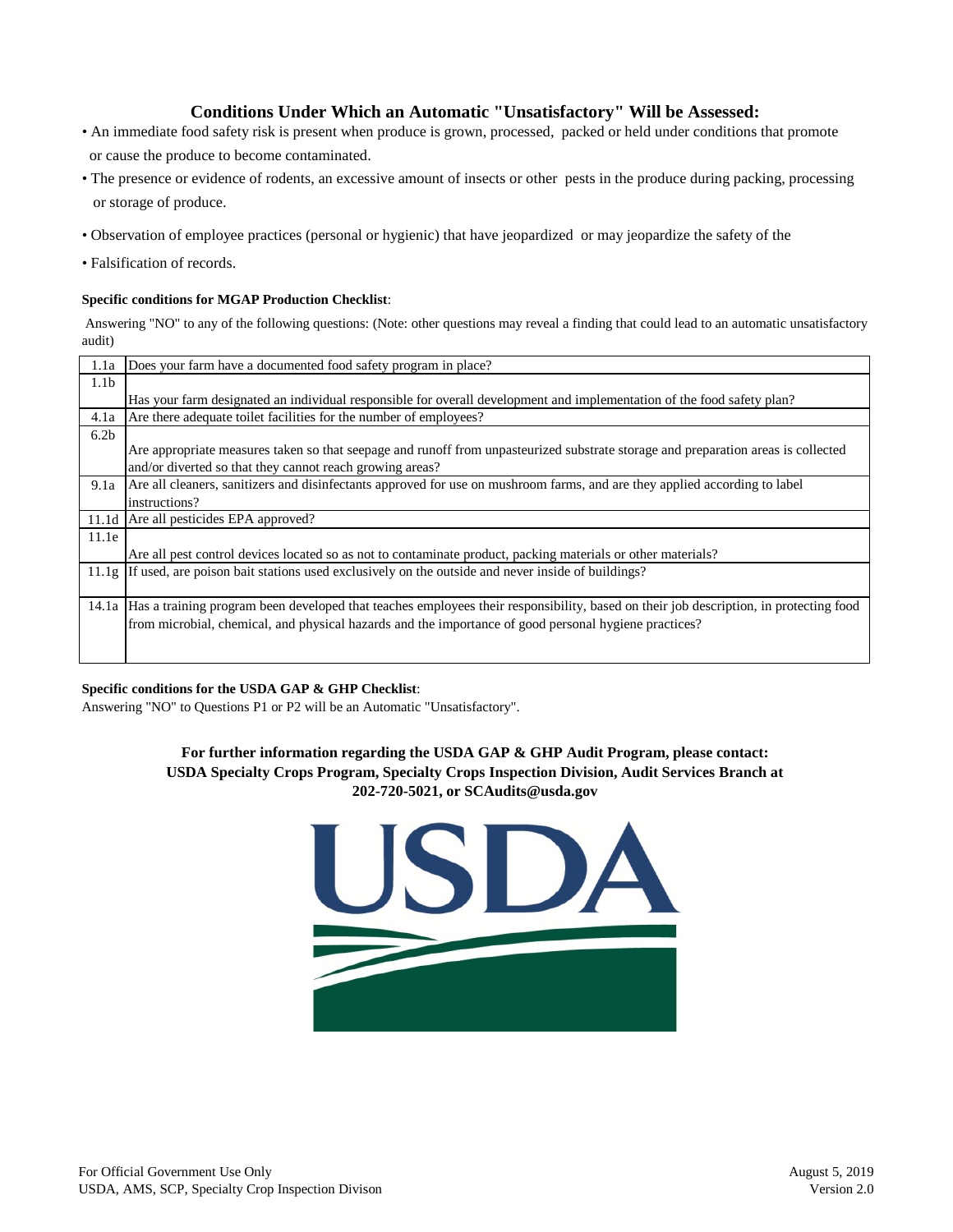## Conditions Under Which an Automatic "Unsatisfactory" Will be Assessed:

- An immediate food safety risk is present when produce is grown, processed, packed or held under conditions that promote or cause the produce to become contaminated.
- The presence or evidence of rodents, an excessive amount of insects or other pests in the produce during packing, processing or storage of produce.
- Observation of employee practices (personal or hygienic) that have jeopardized or may jeopardize the safety of the
- Falsification of records.

**Specific conditions for MGAP Production Checklist**:

Answering "NO" to any of the following questions: (Note: other questions may reveal a finding that could lead to an automatic unsatisfactory audit)

| | |
|---|---|
| 1.1a | Does your farm have a documented food safety program in place? |
| 1.1b | Has your farm designated an individual responsible for overall development and implementation of the food safety plan? |
| 4.1a | Are there adequate toilet facilities for the number of employees? |
| 6.2b | Are appropriate measures taken so that seepage and runoff from unpasteurized substrate storage and preparation areas is collected and/or diverted so that they cannot reach growing areas? |
| 9.1a | Are all cleaners, sanitizers and disinfectants approved for use on mushroom farms, and are they applied according to label instructions? |
| 11.1d | Are all pesticides EPA approved? |
| 11.1e | Are all pest control devices located so as not to contaminate product, packing materials or other materials? |
| 11.1g | If used, are poison bait stations used exclusively on the outside and never inside of buildings? |
| 14.1a | Has a training program been developed that teaches employees their responsibility, based on their job description, in protecting food from microbial, chemical, and physical hazards and the importance of good personal hygiene practices? |

**Specific conditions for the USDA GAP & GHP Checklist**:

Answering "NO" to Questions P1 or P2 will be an Automatic "Unsatisfactory".

**For further information regarding the USDA GAP & GHP Audit Program, please contact: USDA Specialty Crops Program, Specialty Crops Inspection Division, Audit Services Branch at 202-720-5021, or SCAudits@usda.gov**

For Official Government Use Only
USDA, AMS, SCP, Specialty Crop Inspection Divison

August 5, 2019
Version 2.0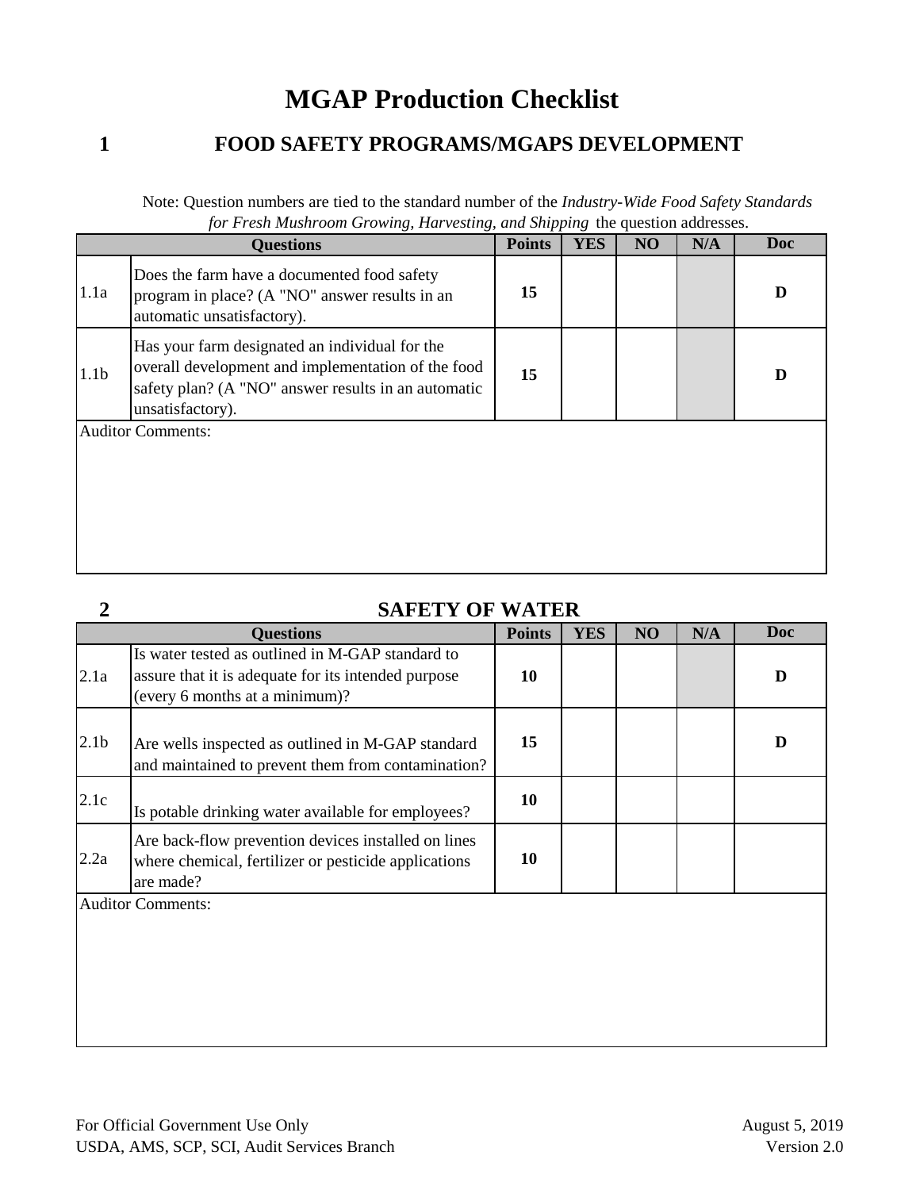# MGAP Production Checklist

## 1 FOOD SAFETY PROGRAMS/MGAPS DEVELOPMENT

Note: Question numbers are tied to the standard number of the *Industry-Wide Food Safety Standards for Fresh Mushroom Growing, Harvesting, and Shipping* the question addresses.

| Questions | | Points | YES | NO | N/A | Doc |
|---|---|---|---|---|---|---|
| 1.1a | Does the farm have a documented food safety program in place? (A "NO" answer results in an automatic unsatisfactory). | **15** | | | | **D** |
| 1.1b | Has your farm designated an individual for the overall development and implementation of the food safety plan? (A "NO" answer results in an automatic unsatisfactory). | **15** | | | | **D** |

Auditor Comments:

## 2 SAFETY OF WATER

| Questions | | Points | YES | NO | N/A | Doc |
|---|---|---|---|---|---|---|
| 2.1a | Is water tested as outlined in M-GAP standard to assure that it is adequate for its intended purpose (every 6 months at a minimum)? | **10** | | | | **D** |
| 2.1b | Are wells inspected as outlined in M-GAP standard and maintained to prevent them from contamination? | **15** | | | | **D** |
| 2.1c | Is potable drinking water available for employees? | **10** | | | | |
| 2.2a | Are back-flow prevention devices installed on lines where chemical, fertilizer or pesticide applications are made? | **10** | | | | |

Auditor Comments:

For Official Government Use Only
USDA, AMS, SCP, SCI, Audit Services Branch

August 5, 2019
Version 2.0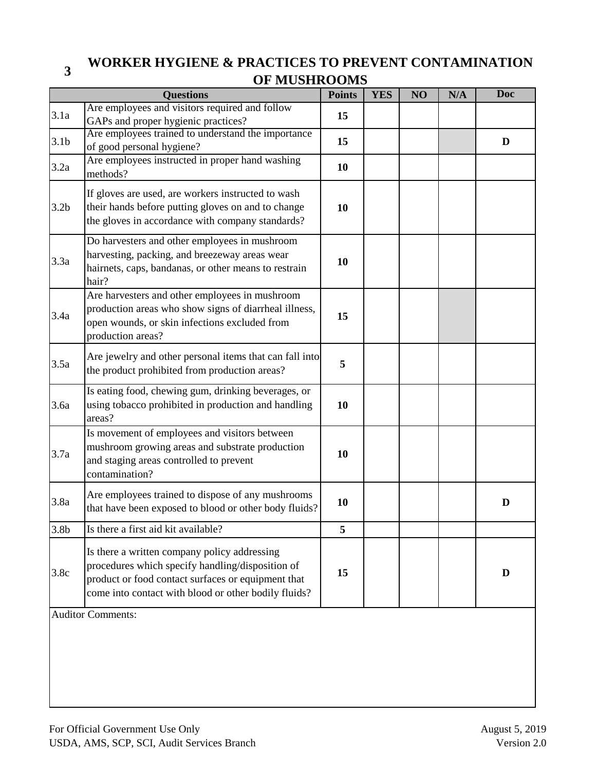## 3 WORKER HYGIENE & PRACTICES TO PREVENT CONTAMINATION OF MUSHROOMS

| | Questions | Points | YES | NO | N/A | Doc |
|---|---|---|---|---|---|---|
| 3.1a | Are employees and visitors required and follow GAPs and proper hygienic practices? | **15** | | | | |
| 3.1b | Are employees trained to understand the importance of good personal hygiene? | **15** | | | | **D** |
| 3.2a | Are employees instructed in proper hand washing methods? | **10** | | | | |
| 3.2b | If gloves are used, are workers instructed to wash their hands before putting gloves on and to change the gloves in accordance with company standards? | **10** | | | | |
| 3.3a | Do harvesters and other employees in mushroom harvesting, packing, and breezeway areas wear hairnets, caps, bandanas, or other means to restrain hair? | **10** | | | | |
| 3.4a | Are harvesters and other employees in mushroom production areas who show signs of diarrheal illness, open wounds, or skin infections excluded from production areas? | **15** | | | | |
| 3.5a | Are jewelry and other personal items that can fall into the product prohibited from production areas? | **5** | | | | |
| 3.6a | Is eating food, chewing gum, drinking beverages, or using tobacco prohibited in production and handling areas? | **10** | | | | |
| 3.7a | Is movement of employees and visitors between mushroom growing areas and substrate production and staging areas controlled to prevent contamination? | **10** | | | | |
| 3.8a | Are employees trained to dispose of any mushrooms that have been exposed to blood or other body fluids? | **10** | | | | **D** |
| 3.8b | Is there a first aid kit available? | **5** | | | | |
| 3.8c | Is there a written company policy addressing procedures which specify handling/disposition of product or food contact surfaces or equipment that come into contact with blood or other bodily fluids? | **15** | | | | **D** |

Auditor Comments:

For Official Government Use Only
USDA, AMS, SCP, SCI, Audit Services Branch

August 5, 2019
Version 2.0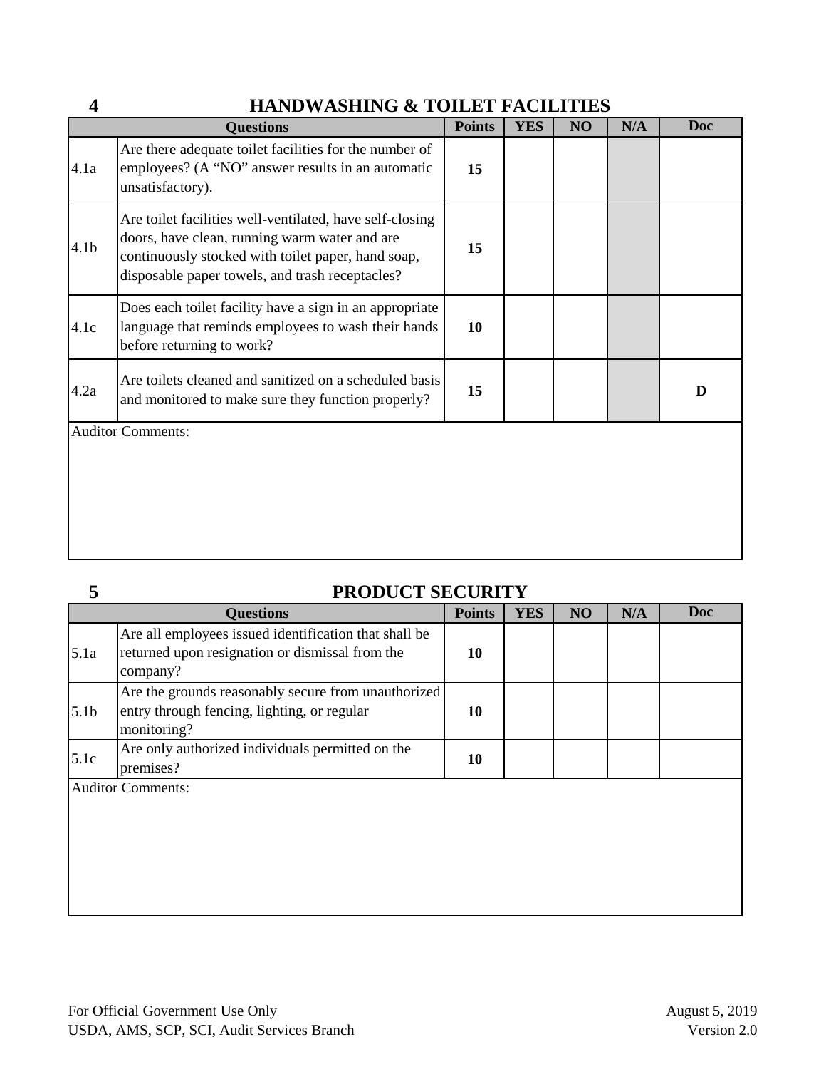## 4 HANDWASHING & TOILET FACILITIES

| | Questions | Points | YES | NO | N/A | Doc |
|---|---|---|---|---|---|---|
| 4.1a | Are there adequate toilet facilities for the number of employees? (A "NO" answer results in an automatic unsatisfactory). | **15** | | | | |
| 4.1b | Are toilet facilities well-ventilated, have self-closing doors, have clean, running warm water and are continuously stocked with toilet paper, hand soap, disposable paper towels, and trash receptacles? | **15** | | | | |
| 4.1c | Does each toilet facility have a sign in an appropriate language that reminds employees to wash their hands before returning to work? | **10** | | | | |
| 4.2a | Are toilets cleaned and sanitized on a scheduled basis and monitored to make sure they function properly? | **15** | | | | **D** |

Auditor Comments:

## 5 PRODUCT SECURITY

| | Questions | Points | YES | NO | N/A | Doc |
|---|---|---|---|---|---|---|
| 5.1a | Are all employees issued identification that shall be returned upon resignation or dismissal from the company? | **10** | | | | |
| 5.1b | Are the grounds reasonably secure from unauthorized entry through fencing, lighting, or regular monitoring? | **10** | | | | |
| 5.1c | Are only authorized individuals permitted on the premises? | **10** | | | | |

Auditor Comments:

For Official Government Use Only
USDA, AMS, SCP, SCI, Audit Services Branch

August 5, 2019
Version 2.0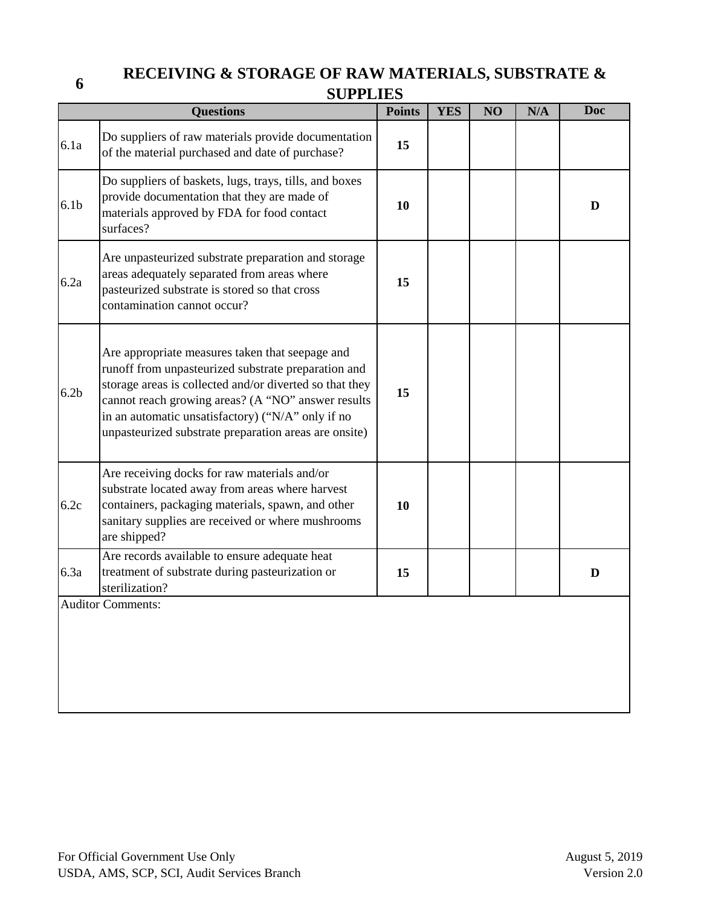## 6 RECEIVING & STORAGE OF RAW MATERIALS, SUBSTRATE & SUPPLIES

| Questions | | Points | YES | NO | N/A | Doc |
|---|---|---|---|---|---|---|
| 6.1a | Do suppliers of raw materials provide documentation of the material purchased and date of purchase? | 15 | | | | |
| 6.1b | Do suppliers of baskets, lugs, trays, tills, and boxes provide documentation that they are made of materials approved by FDA for food contact surfaces? | 10 | | | | D |
| 6.2a | Are unpasteurized substrate preparation and storage areas adequately separated from areas where pasteurized substrate is stored so that cross contamination cannot occur? | 15 | | | | |
| 6.2b | Are appropriate measures taken that seepage and runoff from unpasteurized substrate preparation and storage areas is collected and/or diverted so that they cannot reach growing areas? (A "NO" answer results in an automatic unsatisfactory) ("N/A" only if no unpasteurized substrate preparation areas are onsite) | 15 | | | | |
| 6.2c | Are receiving docks for raw materials and/or substrate located away from areas where harvest containers, packaging materials, spawn, and other sanitary supplies are received or where mushrooms are shipped? | 10 | | | | |
| 6.3a | Are records available to ensure adequate heat treatment of substrate during pasteurization or sterilization? | 15 | | | | D |

Auditor Comments:

For Official Government Use Only
USDA, AMS, SCP, SCI, Audit Services Branch

August 5, 2019
Version 2.0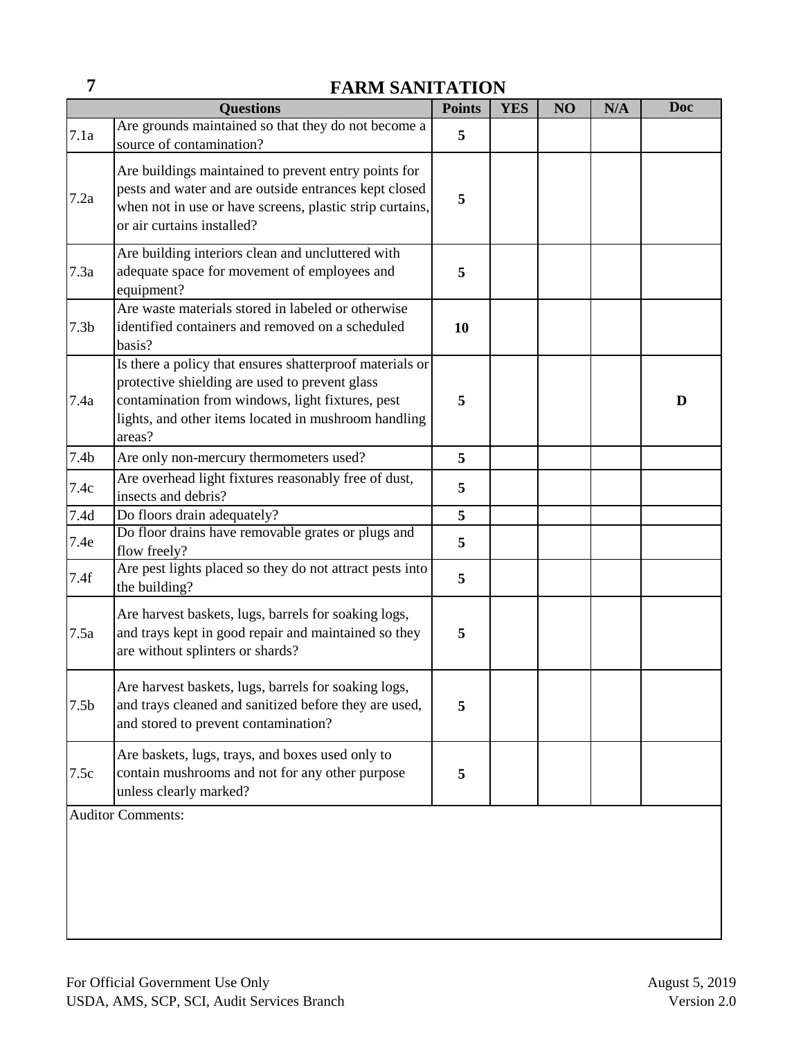## 7 FARM SANITATION

| | Questions | Points | YES | NO | N/A | Doc |
|---|---|---|---|---|---|---|
| 7.1a | Are grounds maintained so that they do not become a source of contamination? | **5** | | | | |
| 7.2a | Are buildings maintained to prevent entry points for pests and water and are outside entrances kept closed when not in use or have screens, plastic strip curtains, or air curtains installed? | **5** | | | | |
| 7.3a | Are building interiors clean and uncluttered with adequate space for movement of employees and equipment? | **5** | | | | |
| 7.3b | Are waste materials stored in labeled or otherwise identified containers and removed on a scheduled basis? | **10** | | | | |
| 7.4a | Is there a policy that ensures shatterproof materials or protective shielding are used to prevent glass contamination from windows, light fixtures, pest lights, and other items located in mushroom handling areas? | **5** | | | | **D** |
| 7.4b | Are only non-mercury thermometers used? | **5** | | | | |
| 7.4c | Are overhead light fixtures reasonably free of dust, insects and debris? | **5** | | | | |
| 7.4d | Do floors drain adequately? | **5** | | | | |
| 7.4e | Do floor drains have removable grates or plugs and flow freely? | **5** | | | | |
| 7.4f | Are pest lights placed so they do not attract pests into the building? | **5** | | | | |
| 7.5a | Are harvest baskets, lugs, barrels for soaking logs, and trays kept in good repair and maintained so they are without splinters or shards? | **5** | | | | |
| 7.5b | Are harvest baskets, lugs, barrels for soaking logs, and trays cleaned and sanitized before they are used, and stored to prevent contamination? | **5** | | | | |
| 7.5c | Are baskets, lugs, trays, and boxes used only to contain mushrooms and not for any other purpose unless clearly marked? | **5** | | | | |

Auditor Comments:

For Official Government Use Only
USDA, AMS, SCP, SCI, Audit Services Branch

August 5, 2019
Version 2.0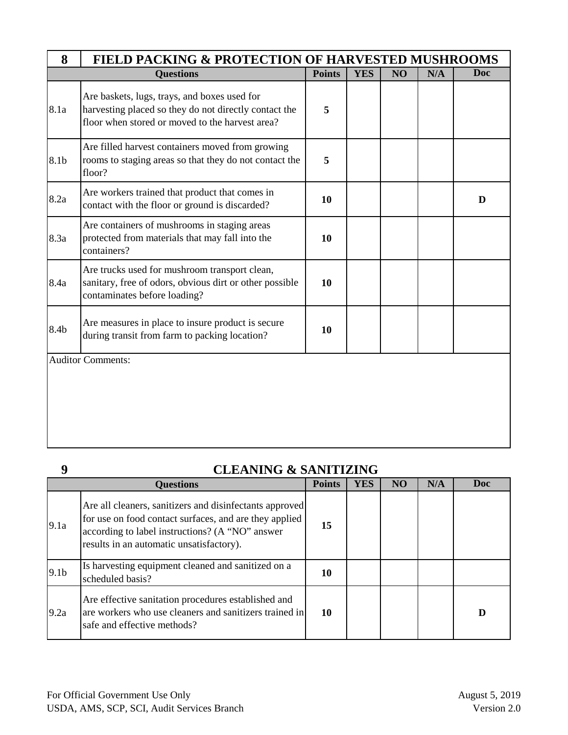## 8 FIELD PACKING & PROTECTION OF HARVESTED MUSHROOMS

| | Questions | Points | YES | NO | N/A | Doc |
|---|---|---|---|---|---|---|
| 8.1a | Are baskets, lugs, trays, and boxes used for harvesting placed so they do not directly contact the floor when stored or moved to the harvest area? | 5 | | | | |
| 8.1b | Are filled harvest containers moved from growing rooms to staging areas so that they do not contact the floor? | 5 | | | | |
| 8.2a | Are workers trained that product that comes in contact with the floor or ground is discarded? | 10 | | | | D |
| 8.3a | Are containers of mushrooms in staging areas protected from materials that may fall into the containers? | 10 | | | | |
| 8.4a | Are trucks used for mushroom transport clean, sanitary, free of odors, obvious dirt or other possible contaminates before loading? | 10 | | | | |
| 8.4b | Are measures in place to insure product is secure during transit from farm to packing location? | 10 | | | | |

Auditor Comments:

## 9 CLEANING & SANITIZING

| | Questions | Points | YES | NO | N/A | Doc |
|---|---|---|---|---|---|---|
| 9.1a | Are all cleaners, sanitizers and disinfectants approved for use on food contact surfaces, and are they applied according to label instructions? (A "NO" answer results in an automatic unsatisfactory). | 15 | | | | |
| 9.1b | Is harvesting equipment cleaned and sanitized on a scheduled basis? | 10 | | | | |
| 9.2a | Are effective sanitation procedures established and are workers who use cleaners and sanitizers trained in safe and effective methods? | 10 | | | | D |

For Official Government Use Only
USDA, AMS, SCP, SCI, Audit Services Branch

August 5, 2019
Version 2.0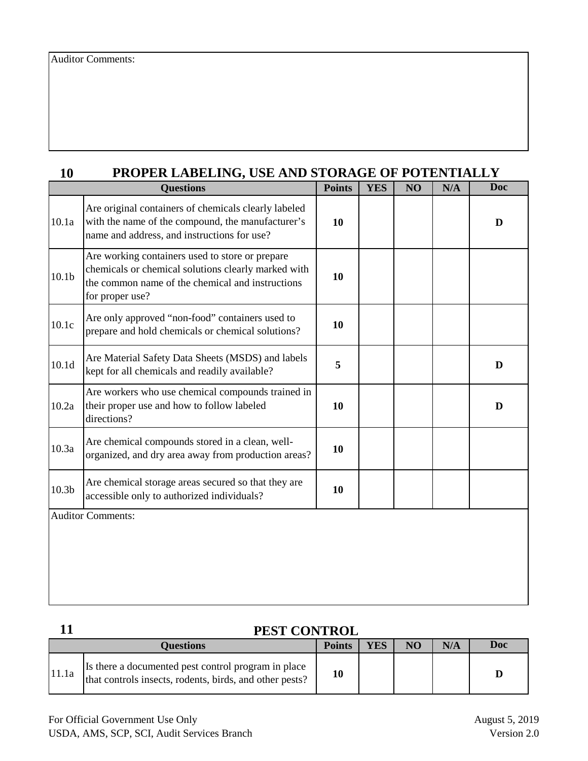Auditor Comments:

## 10 PROPER LABELING, USE AND STORAGE OF POTENTIALLY

| | Questions | Points | YES | NO | N/A | Doc |
|---|---|---|---|---|---|---|
| 10.1a | Are original containers of chemicals clearly labeled with the name of the compound, the manufacturer's name and address, and instructions for use? | **10** | | | | **D** |
| 10.1b | Are working containers used to store or prepare chemicals or chemical solutions clearly marked with the common name of the chemical and instructions for proper use? | **10** | | | | |
| 10.1c | Are only approved "non-food" containers used to prepare and hold chemicals or chemical solutions? | **10** | | | | |
| 10.1d | Are Material Safety Data Sheets (MSDS) and labels kept for all chemicals and readily available? | **5** | | | | **D** |
| 10.2a | Are workers who use chemical compounds trained in their proper use and how to follow labeled directions? | **10** | | | | **D** |
| 10.3a | Are chemical compounds stored in a clean, well-organized, and dry area away from production areas? | **10** | | | | |
| 10.3b | Are chemical storage areas secured so that they are accessible only to authorized individuals? | **10** | | | | |

Auditor Comments:

## 11 PEST CONTROL

| | Questions | Points | YES | NO | N/A | Doc |
|---|---|---|---|---|---|---|
| 11.1a | Is there a documented pest control program in place that controls insects, rodents, birds, and other pests? | **10** | | | | **D** |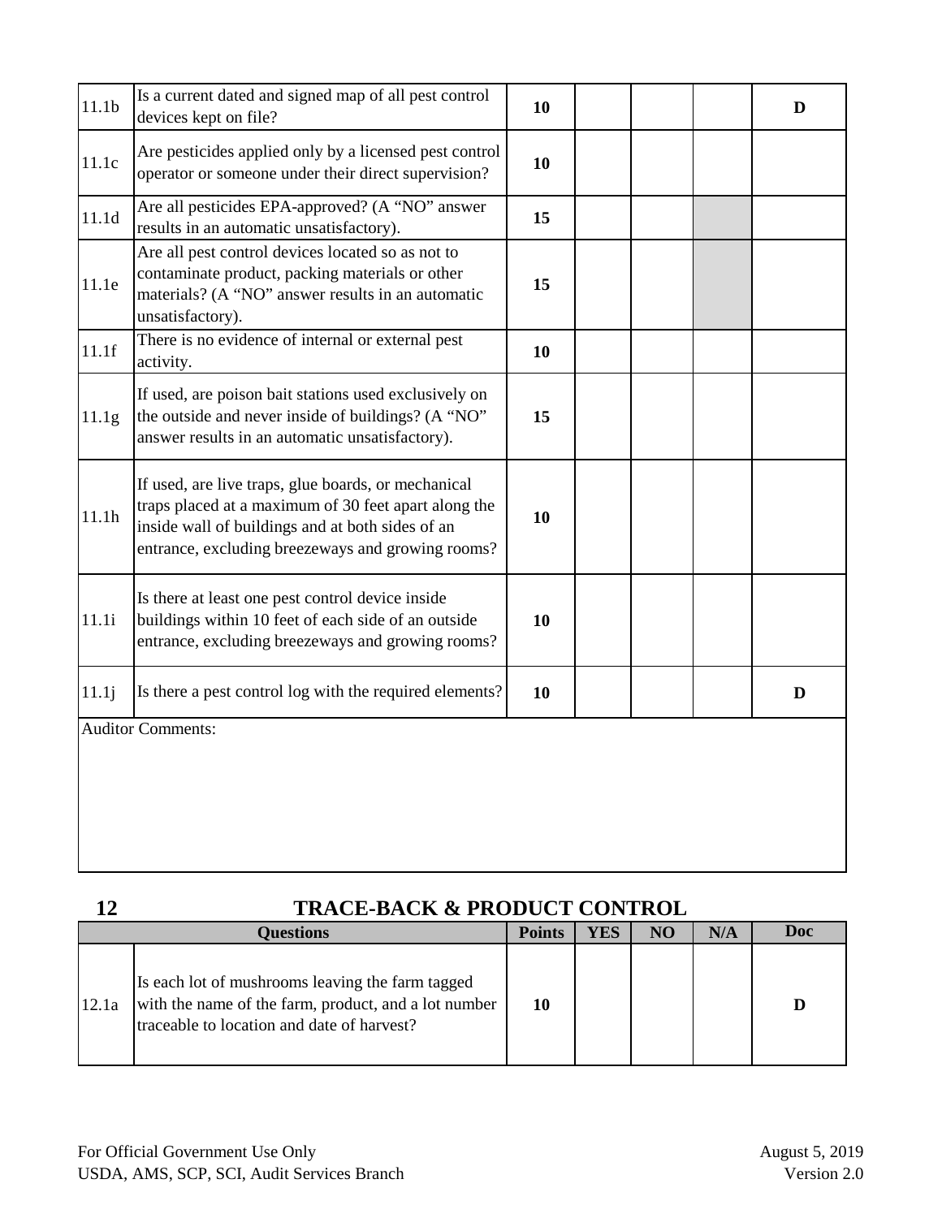| | | Points | YES | NO | N/A | Doc |
|---|---|---|---|---|---|---|
| 11.1b | Is a current dated and signed map of all pest control devices kept on file? | 10 | | | | D |
| 11.1c | Are pesticides applied only by a licensed pest control operator or someone under their direct supervision? | 10 | | | | |
| 11.1d | Are all pesticides EPA-approved? (A "NO" answer results in an automatic unsatisfactory). | 15 | | | | |
| 11.1e | Are all pest control devices located so as not to contaminate product, packing materials or other materials? (A "NO" answer results in an automatic unsatisfactory). | 15 | | | | |
| 11.1f | There is no evidence of internal or external pest activity. | 10 | | | | |
| 11.1g | If used, are poison bait stations used exclusively on the outside and never inside of buildings? (A "NO" answer results in an automatic unsatisfactory). | 15 | | | | |
| 11.1h | If used, are live traps, glue boards, or mechanical traps placed at a maximum of 30 feet apart along the inside wall of buildings and at both sides of an entrance, excluding breezeways and growing rooms? | 10 | | | | |
| 11.1i | Is there at least one pest control device inside buildings within 10 feet of each side of an outside entrance, excluding breezeways and growing rooms? | 10 | | | | |
| 11.1j | Is there a pest control log with the required elements? | 10 | | | | D |

Auditor Comments:

## 12 TRACE-BACK & PRODUCT CONTROL

| | Questions | Points | YES | NO | N/A | Doc |
|---|---|---|---|---|---|---|
| 12.1a | Is each lot of mushrooms leaving the farm tagged with the name of the farm, product, and a lot number traceable to location and date of harvest? | 10 | | | | D |

For Official Government Use Only
USDA, AMS, SCP, SCI, Audit Services Branch

August 5, 2019
Version 2.0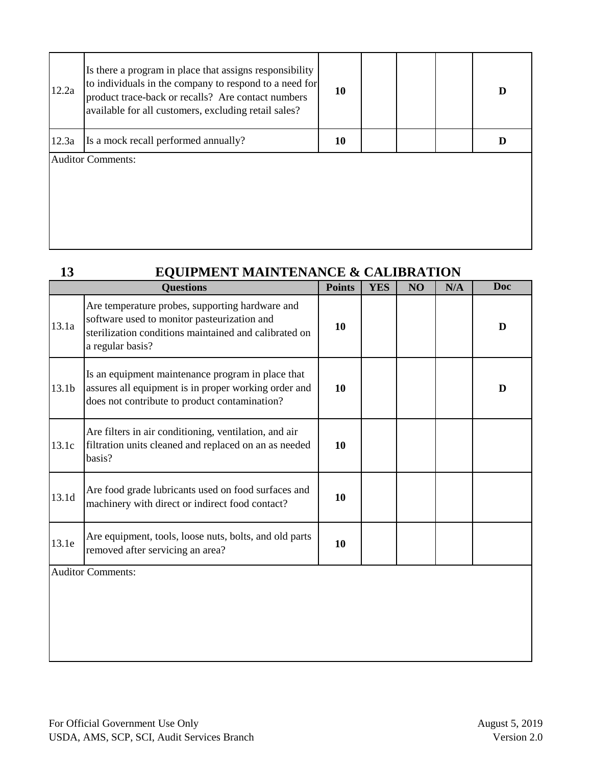| | | | | | | |
|---|---|---|---|---|---|---|
| 12.2a | Is there a program in place that assigns responsibility to individuals in the company to respond to a need for product trace-back or recalls? Are contact numbers available for all customers, excluding retail sales? | 10 | | | | D |
| 12.3a | Is a mock recall performed annually? | 10 | | | | D |

Auditor Comments:

## 13 EQUIPMENT MAINTENANCE & CALIBRATION

| | Questions | Points | YES | NO | N/A | Doc |
|---|---|---|---|---|---|---|
| 13.1a | Are temperature probes, supporting hardware and software used to monitor pasteurization and sterilization conditions maintained and calibrated on a regular basis? | 10 | | | | D |
| 13.1b | Is an equipment maintenance program in place that assures all equipment is in proper working order and does not contribute to product contamination? | 10 | | | | D |
| 13.1c | Are filters in air conditioning, ventilation, and air filtration units cleaned and replaced on an as needed basis? | 10 | | | | |
| 13.1d | Are food grade lubricants used on food surfaces and machinery with direct or indirect food contact? | 10 | | | | |
| 13.1e | Are equipment, tools, loose nuts, bolts, and old parts removed after servicing an area? | 10 | | | | |

Auditor Comments: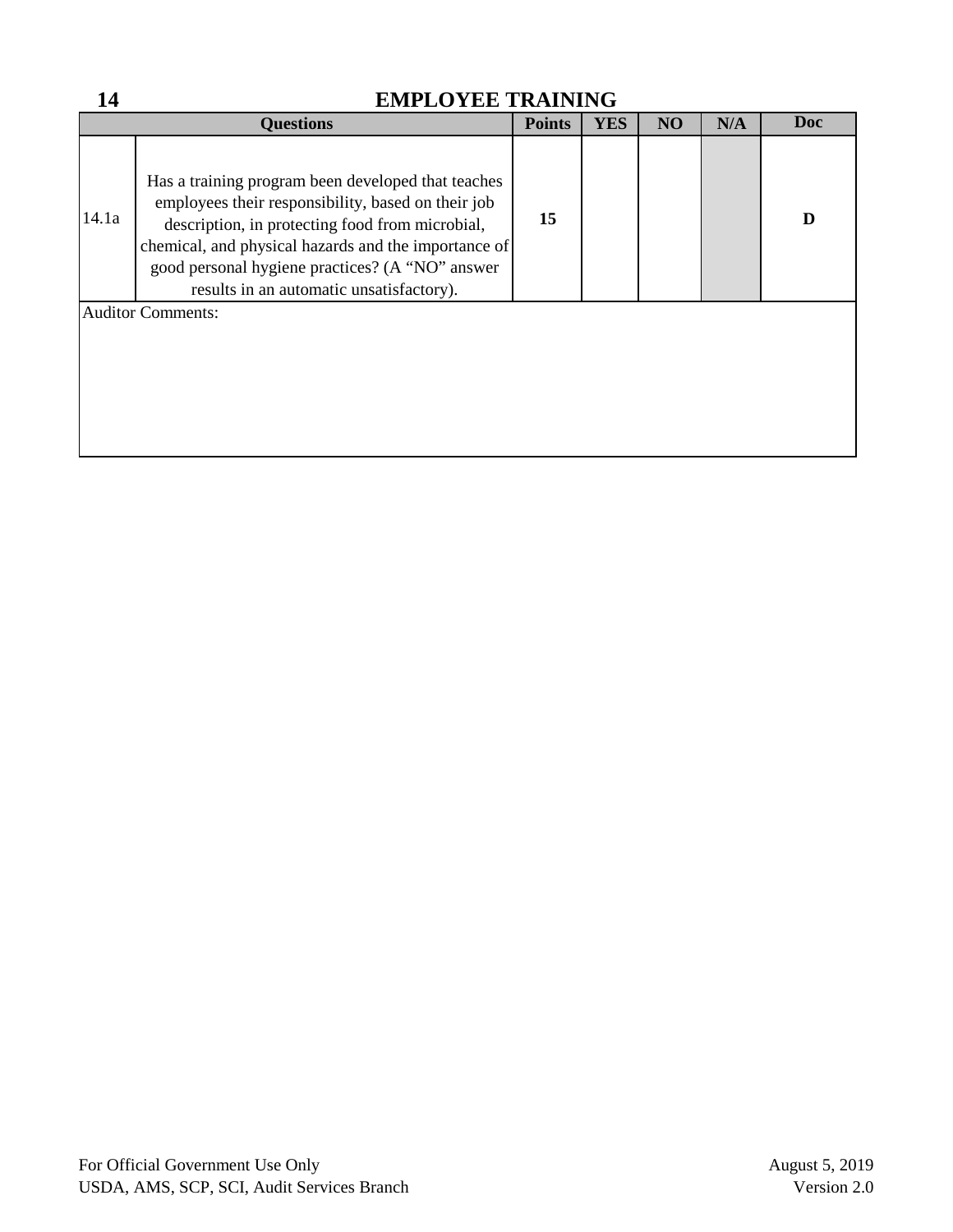## 14 EMPLOYEE TRAINING

| Questions | | Points | YES | NO | N/A | Doc |
|---|---|---|---|---|---|---|
| 14.1a | Has a training program been developed that teaches employees their responsibility, based on their job description, in protecting food from microbial, chemical, and physical hazards and the importance of good personal hygiene practices? (A "NO" answer results in an automatic unsatisfactory). | **15** | | | | **D** |
| Auditor Comments: | | | | | | |

For Official Government Use Only
USDA, AMS, SCP, SCI, Audit Services Branch

August 5, 2019
Version 2.0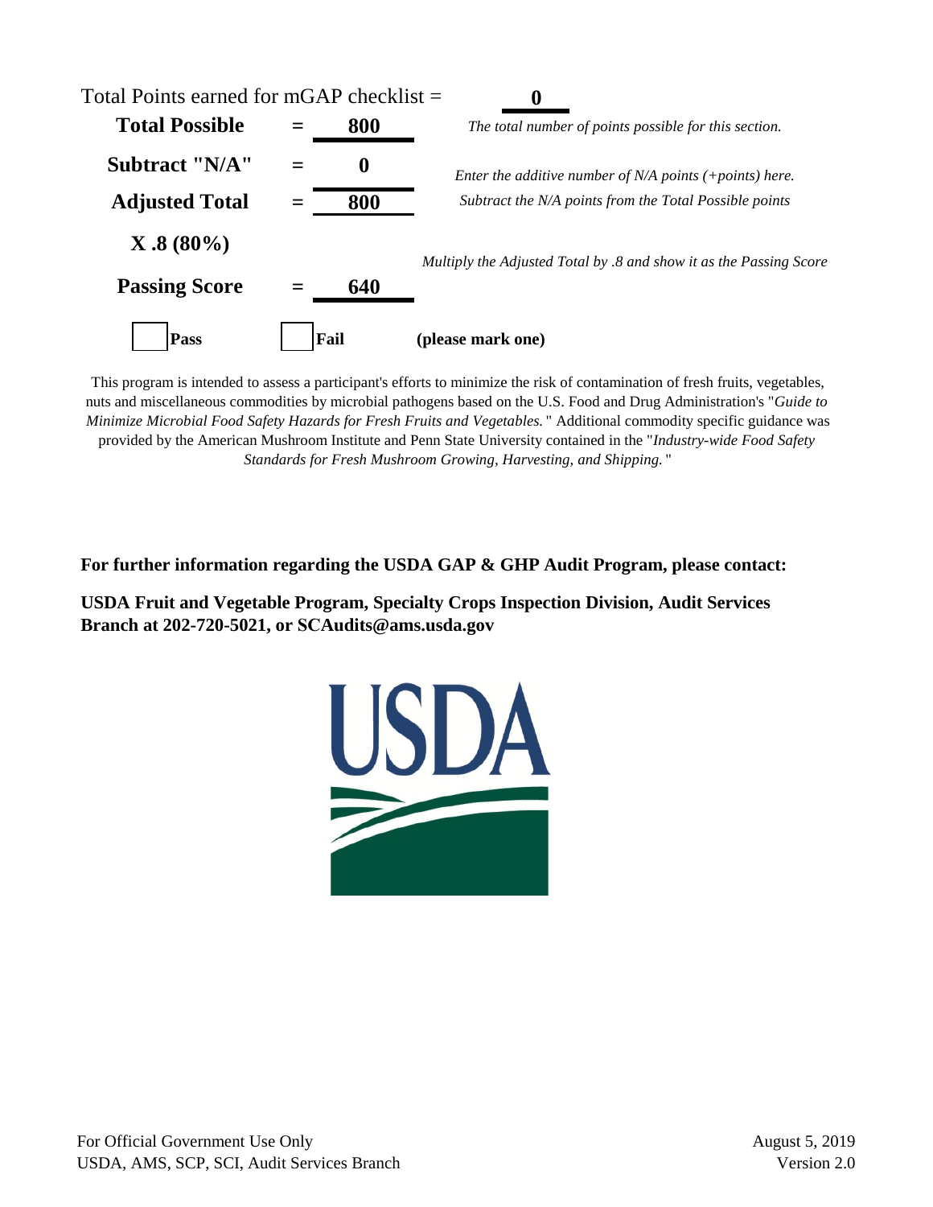Total Points earned for mGAP checklist = **0**

| | | | |
|---|---|---|---|
| **Total Possible** | = | **800** | *The total number of points possible for this section.* |
| **Subtract "N/A"** | = | **0** | *Enter the additive number of N/A points (+points) here.* |
| **Adjusted Total** | = | **800** | *Subtract the N/A points from the Total Possible points* |
| **X .8 (80%)** | | | *Multiply the Adjusted Total by .8 and show it as the Passing Score* |
| **Passing Score** | = | **640** | |

☐ **Pass** ☐ **Fail** **(please mark one)**

This program is intended to assess a participant's efforts to minimize the risk of contamination of fresh fruits, vegetables, nuts and miscellaneous commodities by microbial pathogens based on the U.S. Food and Drug Administration's "*Guide to Minimize Microbial Food Safety Hazards for Fresh Fruits and Vegetables.*" Additional commodity specific guidance was provided by the American Mushroom Institute and Penn State University contained in the "*Industry-wide Food Safety Standards for Fresh Mushroom Growing, Harvesting, and Shipping.*"

**For further information regarding the USDA GAP & GHP Audit Program, please contact:**

**USDA Fruit and Vegetable Program, Specialty Crops Inspection Division, Audit Services Branch at 202-720-5021, or SCAudits@ams.usda.gov**

For Official Government Use Only
USDA, AMS, SCP, SCI, Audit Services Branch

August 5, 2019
Version 2.0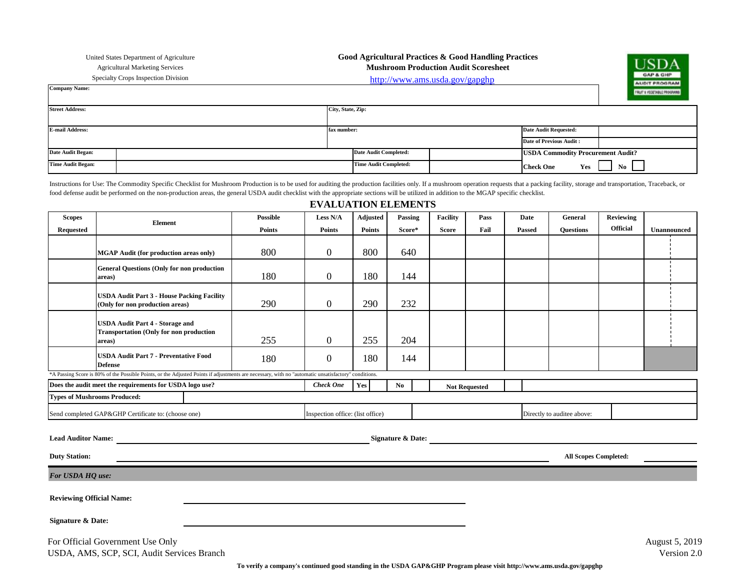United States Department of Agriculture
Agricultural Marketing Services
Specialty Crops Inspection Division

**Good Agricultural Practices & Good Handling Practices**
**Mushroom Production Audit Scoresheet**
http://www.ams.usda.gov/gapghp

USDA GAP & GHP AUDIT PROGRAM FRUIT & VEGETABLE PROGRAMS

| | | | |
|---|---|---|---|
| **Company Name:** | | | |
| **Street Address:** | | **City, State, Zip:** | |
| **E-mail Address:** | | **fax number:** | **Date Audit Requested:** |
| | | | **Date of Previous Audit :** |
| **Date Audit Began:** | | **Date Audit Completed:** | **USDA Commodity Procurement Audit?** |
| **Time Audit Began:** | | **Time Audit Completed:** | **Check One** Yes ☐ No ☐ |

Instructions for Use: The Commodity Specific Checklist for Mushroom Production is to be used for auditing the production facilities only. If a mushroom operation requests that a packing facility, storage and transportation, Traceback, or food defense audit be performed on the non-production areas, the general USDA audit checklist with the appropriate sections will be utilized in addition to the MGAP specific checklist.

## EVALUATION ELEMENTS

| Scopes Requested | Element | Possible Points | Less N/A Points | Adjusted Points | Passing Score* | Facility Score | Pass Fail | Date Passed | General Questions | Reviewing Official | Unannounced |
|---|---|---|---|---|---|---|---|---|---|---|---|
| | **MGAP Audit (for production areas only)** | 800 | 0 | 800 | 640 | | | | | | |
| | **General Questions (Only for non production areas)** | 180 | 0 | 180 | 144 | | | | | | |
| | **USDA Audit Part 3 - House Packing Facility (Only for non production areas)** | 290 | 0 | 290 | 232 | | | | | | |
| | **USDA Audit Part 4 - Storage and Transportation (Only for non production areas)** | 255 | 0 | 255 | 204 | | | | | | |
| | **USDA Audit Part 7 - Preventative Food Defense** | 180 | 0 | 180 | 144 | | | | | | |

*A Passing Score is 80% of the Possible Points, or the Adjusted Points if adjustments are necessary, with no "automatic unsatisfactory" conditions.

| | | | | |
|---|---|---|---|---|
| **Does the audit meet the requirements for USDA logo use?** | ***Check One*** | **Yes** ☐ | **No** ☐ | **Not Requested** ☐ |
| **Types of Mushrooms Produced:** | | | | |
| Send completed GAP&GHP Certificate to: (choose one) | Inspection office: (list office) | | Directly to auditee above: | |

**Lead Auditor Name:** ______________________ **Signature & Date:** ______________________

**Duty Station:** ______________________ **All Scopes Completed:** ________

***For USDA HQ use:***

**Reviewing Official Name:** ______________________

**Signature & Date:** ______________________

For Official Government Use Only
USDA, AMS, SCP, SCI, Audit Services Branch

August 5, 2019
Version 2.0

**To verify a company's continued good standing in the USDA GAP&GHP Program please visit http://www.ams.usda.gov/gapghp**